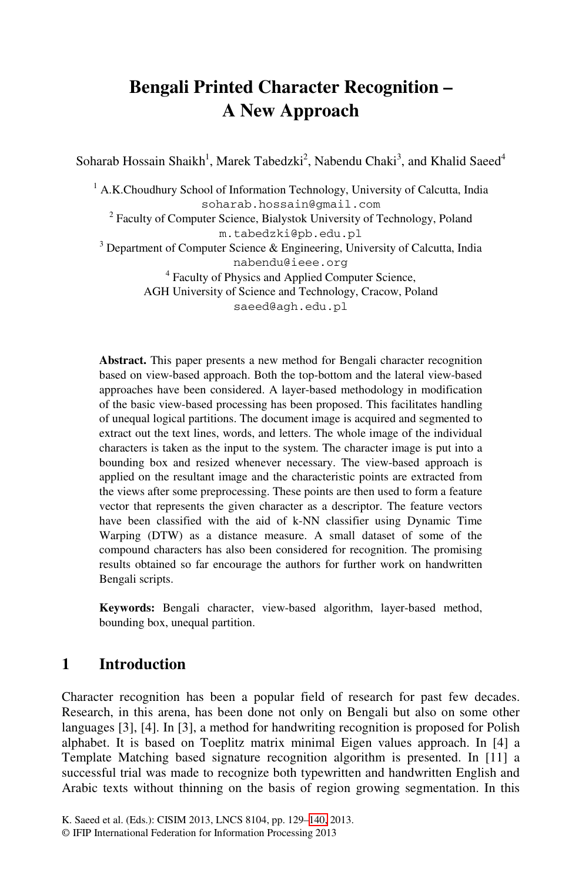# Bengali Printed Character Recognition – A New Approach

Soharab Hossain Shaikh[1], Marek Tabedzki[2], Nabendu Chaki[3], and Khalid Saeed[4]

[1] A.K.Choudhury School of Information Technology, University of Calcutta, India
soharab.hossain@gmail.com

[2] Faculty of Computer Science, Bialystok University of Technology, Poland
m.tabedzki@pb.edu.pl

[3] Department of Computer Science & Engineering, University of Calcutta, India
nabendu@ieee.org

[4] Faculty of Physics and Applied Computer Science,
AGH University of Science and Technology, Cracow, Poland
saeed@agh.edu.pl

**Abstract.** This paper presents a new method for Bengali character recognition based on view-based approach. Both the top-bottom and the lateral view-based approaches have been considered. A layer-based methodology in modification of the basic view-based processing has been proposed. This facilitates handling of unequal logical partitions. The document image is acquired and segmented to extract out the text lines, words, and letters. The whole image of the individual characters is taken as the input to the system. The character image is put into a bounding box and resized whenever necessary. The view-based approach is applied on the resultant image and the characteristic points are extracted from the views after some preprocessing. These points are then used to form a feature vector that represents the given character as a descriptor. The feature vectors have been classified with the aid of k-NN classifier using Dynamic Time Warping (DTW) as a distance measure. A small dataset of some of the compound characters has also been considered for recognition. The promising results obtained so far encourage the authors for further work on handwritten Bengali scripts.

**Keywords:** Bengali character, view-based algorithm, layer-based method, bounding box, unequal partition.

## 1 Introduction

Character recognition has been a popular field of research for past few decades. Research, in this arena, has been done not only on Bengali but also on some other languages [3], [4]. In [3], a method for handwriting recognition is proposed for Polish alphabet. It is based on Toeplitz matrix minimal Eigen values approach. In [4] a Template Matching based signature recognition algorithm is presented. In [11] a successful trial was made to recognize both typewritten and handwritten English and Arabic texts without thinning on the basis of region growing segmentation. In this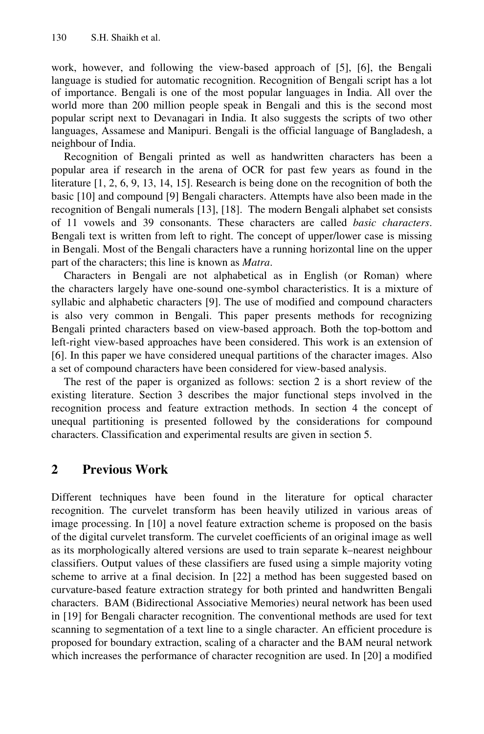work, however, and following the view-based approach of [5], [6], the Bengali language is studied for automatic recognition. Recognition of Bengali script has a lot of importance. Bengali is one of the most popular languages in India. All over the world more than 200 million people speak in Bengali and this is the second most popular script next to Devanagari in India. It also suggests the scripts of two other languages, Assamese and Manipuri. Bengali is the official language of Bangladesh, a neighbour of India.

Recognition of Bengali printed as well as handwritten characters has been a popular area if research in the arena of OCR for past few years as found in the literature [1, 2, 6, 9, 13, 14, 15]. Research is being done on the recognition of both the basic [10] and compound [9] Bengali characters. Attempts have also been made in the recognition of Bengali numerals [13], [18]. The modern Bengali alphabet set consists of 11 vowels and 39 consonants. These characters are called *basic characters*. Bengali text is written from left to right. The concept of upper/lower case is missing in Bengali. Most of the Bengali characters have a running horizontal line on the upper part of the characters; this line is known as *Matra*.

Characters in Bengali are not alphabetical as in English (or Roman) where the characters largely have one-sound one-symbol characteristics. It is a mixture of syllabic and alphabetic characters [9]. The use of modified and compound characters is also very common in Bengali. This paper presents methods for recognizing Bengali printed characters based on view-based approach. Both the top-bottom and left-right view-based approaches have been considered. This work is an extension of [6]. In this paper we have considered unequal partitions of the character images. Also a set of compound characters have been considered for view-based analysis.

The rest of the paper is organized as follows: section 2 is a short review of the existing literature. Section 3 describes the major functional steps involved in the recognition process and feature extraction methods. In section 4 the concept of unequal partitioning is presented followed by the considerations for compound characters. Classification and experimental results are given in section 5.

## 2 Previous Work

Different techniques have been found in the literature for optical character recognition. The curvelet transform has been heavily utilized in various areas of image processing. In [10] a novel feature extraction scheme is proposed on the basis of the digital curvelet transform. The curvelet coefficients of an original image as well as its morphologically altered versions are used to train separate k–nearest neighbour classifiers. Output values of these classifiers are fused using a simple majority voting scheme to arrive at a final decision. In [22] a method has been suggested based on curvature-based feature extraction strategy for both printed and handwritten Bengali characters. BAM (Bidirectional Associative Memories) neural network has been used in [19] for Bengali character recognition. The conventional methods are used for text scanning to segmentation of a text line to a single character. An efficient procedure is proposed for boundary extraction, scaling of a character and the BAM neural network which increases the performance of character recognition are used. In [20] a modified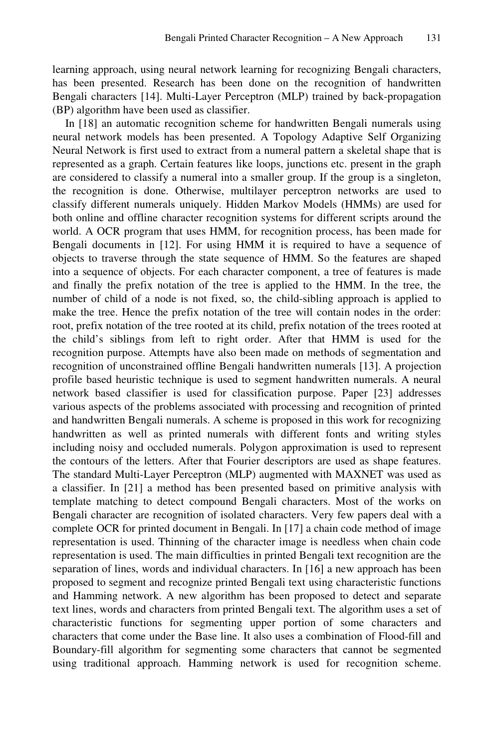learning approach, using neural network learning for recognizing Bengali characters, has been presented. Research has been done on the recognition of handwritten Bengali characters [14]. Multi-Layer Perceptron (MLP) trained by back-propagation (BP) algorithm have been used as classifier.

In [18] an automatic recognition scheme for handwritten Bengali numerals using neural network models has been presented. A Topology Adaptive Self Organizing Neural Network is first used to extract from a numeral pattern a skeletal shape that is represented as a graph. Certain features like loops, junctions etc. present in the graph are considered to classify a numeral into a smaller group. If the group is a singleton, the recognition is done. Otherwise, multilayer perceptron networks are used to classify different numerals uniquely. Hidden Markov Models (HMMs) are used for both online and offline character recognition systems for different scripts around the world. A OCR program that uses HMM, for recognition process, has been made for Bengali documents in [12]. For using HMM it is required to have a sequence of objects to traverse through the state sequence of HMM. So the features are shaped into a sequence of objects. For each character component, a tree of features is made and finally the prefix notation of the tree is applied to the HMM. In the tree, the number of child of a node is not fixed, so, the child-sibling approach is applied to make the tree. Hence the prefix notation of the tree will contain nodes in the order: root, prefix notation of the tree rooted at its child, prefix notation of the trees rooted at the child's siblings from left to right order. After that HMM is used for the recognition purpose. Attempts have also been made on methods of segmentation and recognition of unconstrained offline Bengali handwritten numerals [13]. A projection profile based heuristic technique is used to segment handwritten numerals. A neural network based classifier is used for classification purpose. Paper [23] addresses various aspects of the problems associated with processing and recognition of printed and handwritten Bengali numerals. A scheme is proposed in this work for recognizing handwritten as well as printed numerals with different fonts and writing styles including noisy and occluded numerals. Polygon approximation is used to represent the contours of the letters. After that Fourier descriptors are used as shape features. The standard Multi-Layer Perceptron (MLP) augmented with MAXNET was used as a classifier. In [21] a method has been presented based on primitive analysis with template matching to detect compound Bengali characters. Most of the works on Bengali character are recognition of isolated characters. Very few papers deal with a complete OCR for printed document in Bengali. In [17] a chain code method of image representation is used. Thinning of the character image is needless when chain code representation is used. The main difficulties in printed Bengali text recognition are the separation of lines, words and individual characters. In [16] a new approach has been proposed to segment and recognize printed Bengali text using characteristic functions and Hamming network. A new algorithm has been proposed to detect and separate text lines, words and characters from printed Bengali text. The algorithm uses a set of characteristic functions for segmenting upper portion of some characters and characters that come under the Base line. It also uses a combination of Flood-fill and Boundary-fill algorithm for segmenting some characters that cannot be segmented using traditional approach. Hamming network is used for recognition scheme.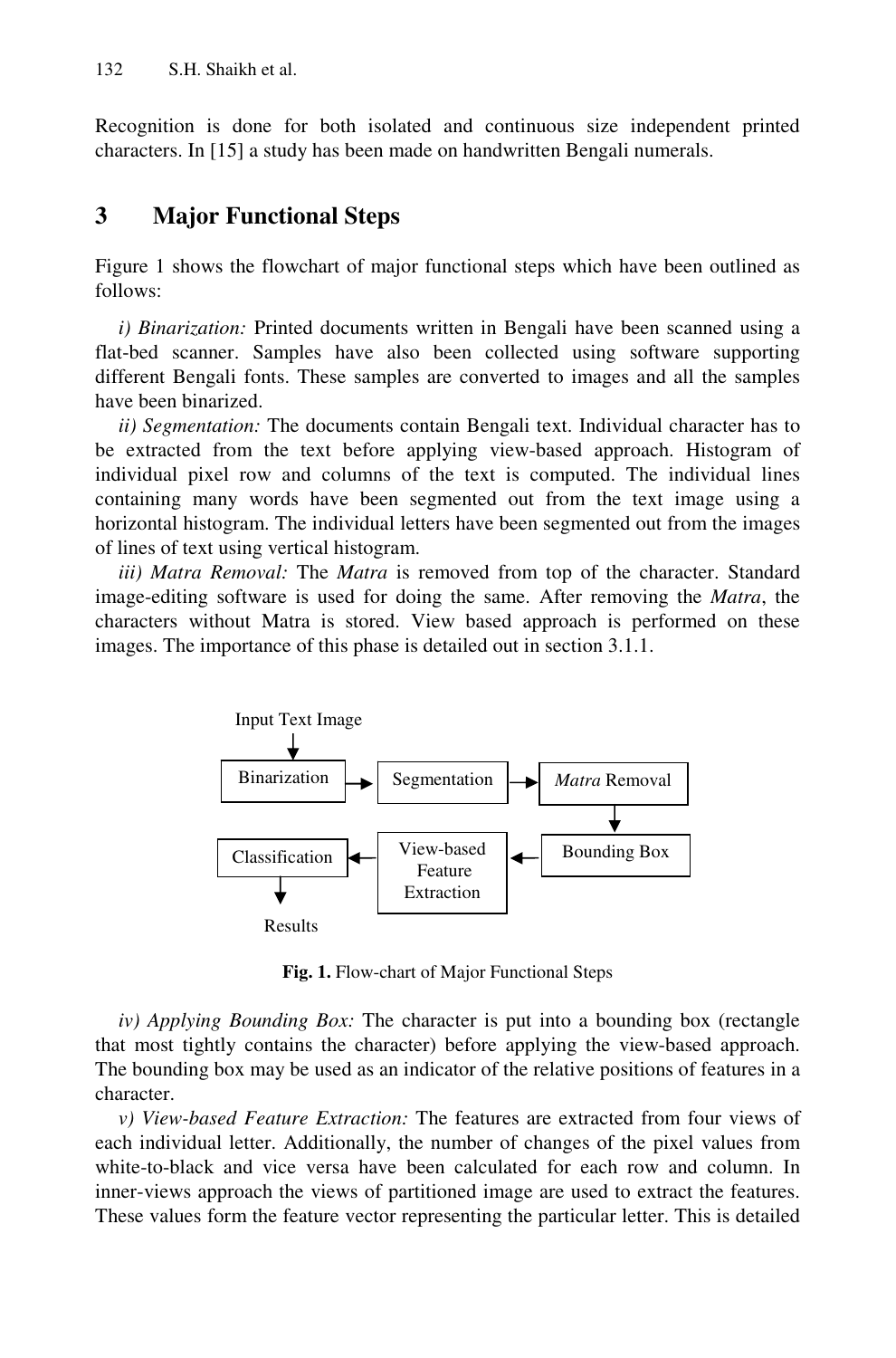Recognition is done for both isolated and continuous size independent printed characters. In [15] a study has been made on handwritten Bengali numerals.

## 3 Major Functional Steps

Figure 1 shows the flowchart of major functional steps which have been outlined as follows:

*i) Binarization:* Printed documents written in Bengali have been scanned using a flat-bed scanner. Samples have also been collected using software supporting different Bengali fonts. These samples are converted to images and all the samples have been binarized.

*ii) Segmentation:* The documents contain Bengali text. Individual character has to be extracted from the text before applying view-based approach. Histogram of individual pixel row and columns of the text is computed. The individual lines containing many words have been segmented out from the text image using a horizontal histogram. The individual letters have been segmented out from the images of lines of text using vertical histogram.

*iii) Matra Removal:* The *Matra* is removed from top of the character. Standard image-editing software is used for doing the same. After removing the *Matra*, the characters without Matra is stored. View based approach is performed on these images. The importance of this phase is detailed out in section 3.1.1.

Input Text Image → Binarization → Segmentation → *Matra* Removal → Bounding Box → View-based Feature Extraction → Classification → Results

**Fig. 1.** Flow-chart of Major Functional Steps

*iv) Applying Bounding Box:* The character is put into a bounding box (rectangle that most tightly contains the character) before applying the view-based approach. The bounding box may be used as an indicator of the relative positions of features in a character.

*v) View-based Feature Extraction:* The features are extracted from four views of each individual letter. Additionally, the number of changes of the pixel values from white-to-black and vice versa have been calculated for each row and column. In inner-views approach the views of partitioned image are used to extract the features. These values form the feature vector representing the particular letter. This is detailed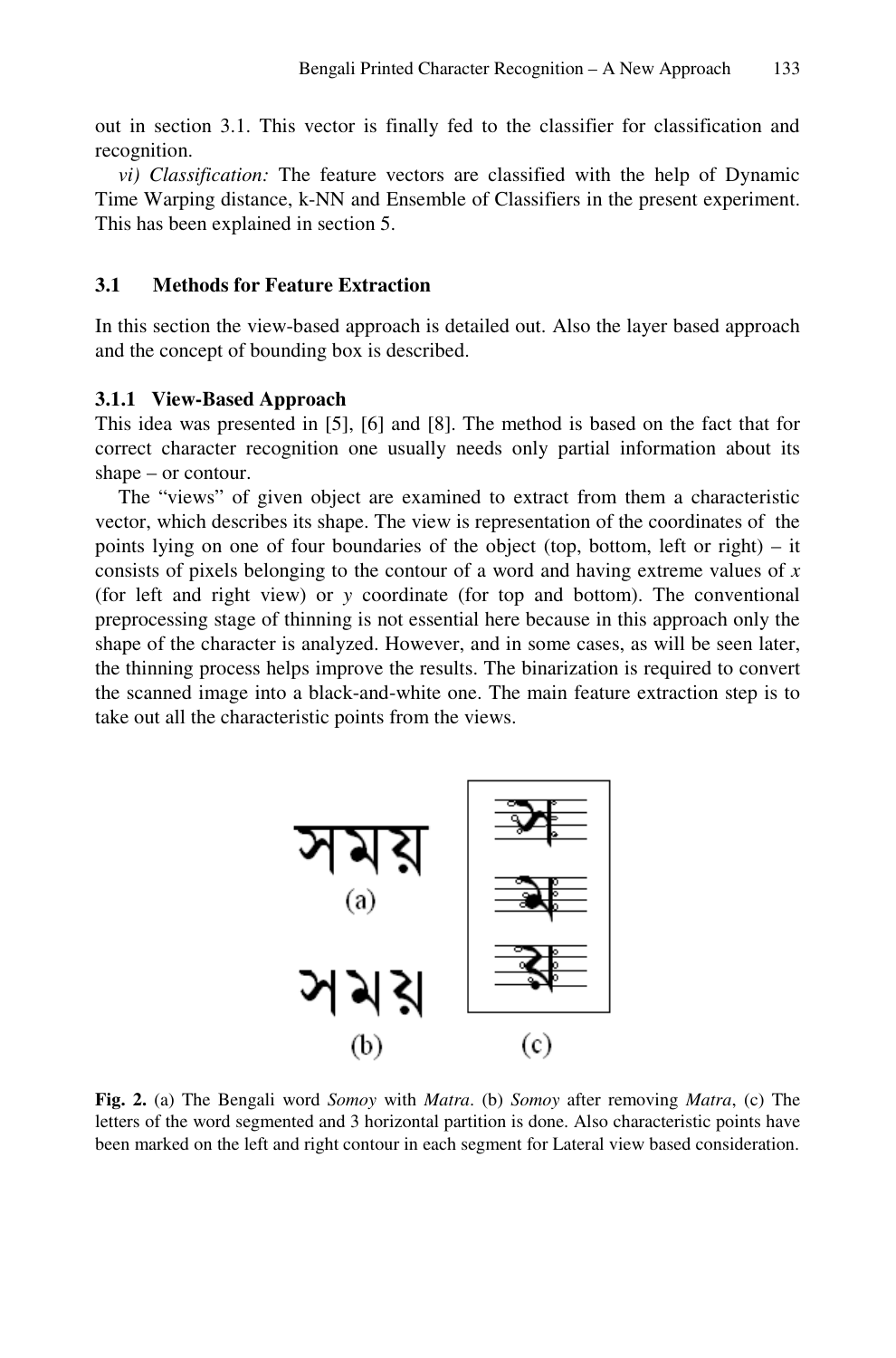out in section 3.1. This vector is finally fed to the classifier for classification and recognition.

*vi) Classification:* The feature vectors are classified with the help of Dynamic Time Warping distance, k-NN and Ensemble of Classifiers in the present experiment. This has been explained in section 5.

### 3.1 Methods for Feature Extraction

In this section the view-based approach is detailed out. Also the layer based approach and the concept of bounding box is described.

#### 3.1.1 View-Based Approach

This idea was presented in [5], [6] and [8]. The method is based on the fact that for correct character recognition one usually needs only partial information about its shape – or contour.

The "views" of given object are examined to extract from them a characteristic vector, which describes its shape. The view is representation of the coordinates of the points lying on one of four boundaries of the object (top, bottom, left or right) – it consists of pixels belonging to the contour of a word and having extreme values of $x$ (for left and right view) or $y$ coordinate (for top and bottom). The conventional preprocessing stage of thinning is not essential here because in this approach only the shape of the character is analyzed. However, and in some cases, as will be seen later, the thinning process helps improve the results. The binarization is required to convert the scanned image into a black-and-white one. The main feature extraction step is to take out all the characteristic points from the views.

**Fig. 2.** (a) The Bengali word *Somoy* with *Matra*. (b) *Somoy* after removing *Matra*, (c) The letters of the word segmented and 3 horizontal partition is done. Also characteristic points have been marked on the left and right contour in each segment for Lateral view based consideration.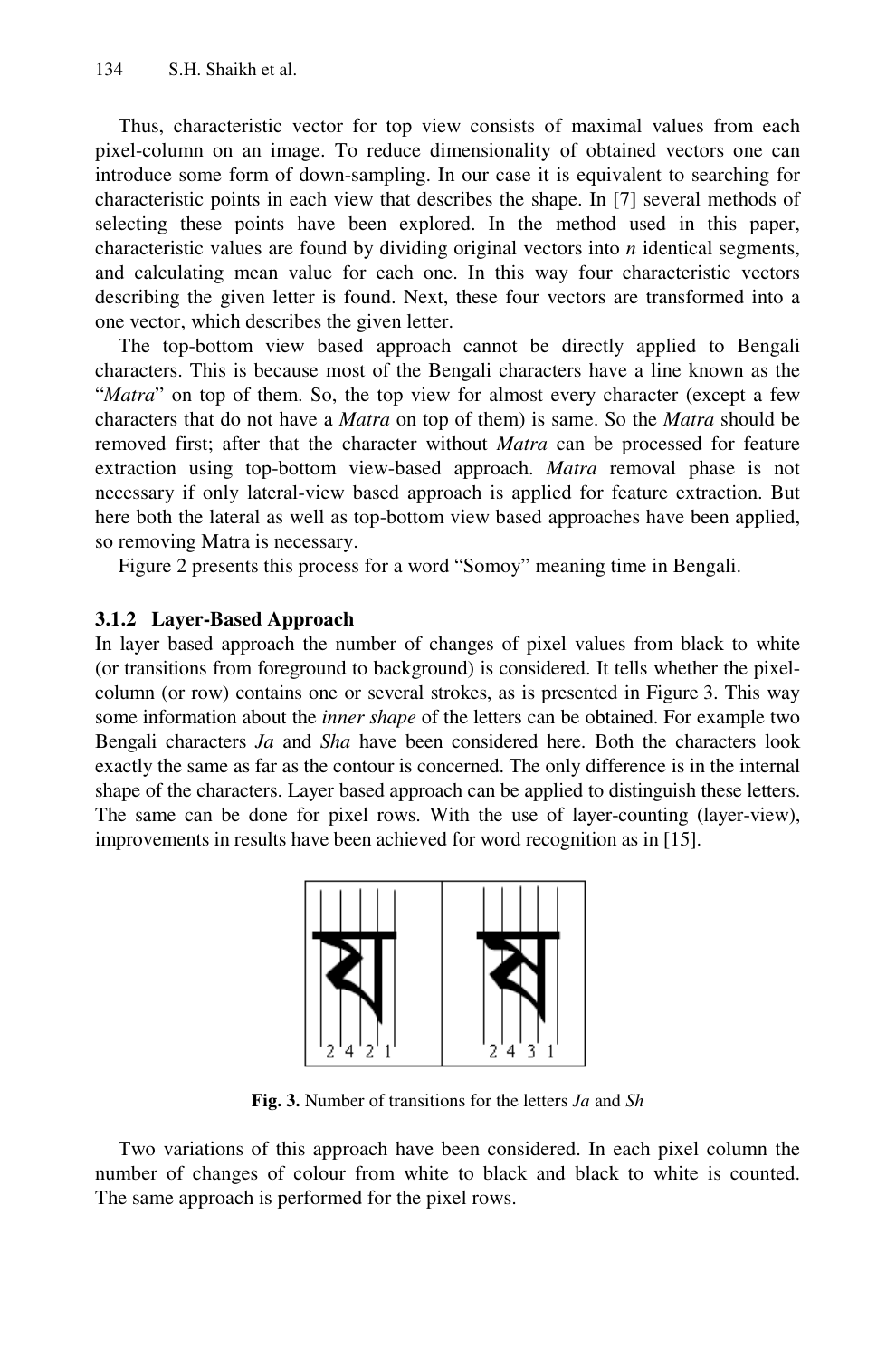Thus, characteristic vector for top view consists of maximal values from each pixel-column on an image. To reduce dimensionality of obtained vectors one can introduce some form of down-sampling. In our case it is equivalent to searching for characteristic points in each view that describes the shape. In [7] several methods of selecting these points have been explored. In the method used in this paper, characteristic values are found by dividing original vectors into *n* identical segments, and calculating mean value for each one. In this way four characteristic vectors describing the given letter is found. Next, these four vectors are transformed into a one vector, which describes the given letter.

The top-bottom view based approach cannot be directly applied to Bengali characters. This is because most of the Bengali characters have a line known as the "*Matra*" on top of them. So, the top view for almost every character (except a few characters that do not have a *Matra* on top of them) is same. So the *Matra* should be removed first; after that the character without *Matra* can be processed for feature extraction using top-bottom view-based approach. *Matra* removal phase is not necessary if only lateral-view based approach is applied for feature extraction. But here both the lateral as well as top-bottom view based approaches have been applied, so removing Matra is necessary.

Figure 2 presents this process for a word "Somoy" meaning time in Bengali.

### 3.1.2 Layer-Based Approach

In layer based approach the number of changes of pixel values from black to white (or transitions from foreground to background) is considered. It tells whether the pixel-column (or row) contains one or several strokes, as is presented in Figure 3. This way some information about the *inner shape* of the letters can be obtained. For example two Bengali characters *Ja* and *Sha* have been considered here. Both the characters look exactly the same as far as the contour is concerned. The only difference is in the internal shape of the characters. Layer based approach can be applied to distinguish these letters. The same can be done for pixel rows. With the use of layer-counting (layer-view), improvements in results have been achieved for word recognition as in [15].

**Fig. 3.** Number of transitions for the letters *Ja* and *Sh*

Two variations of this approach have been considered. In each pixel column the number of changes of colour from white to black and black to white is counted. The same approach is performed for the pixel rows.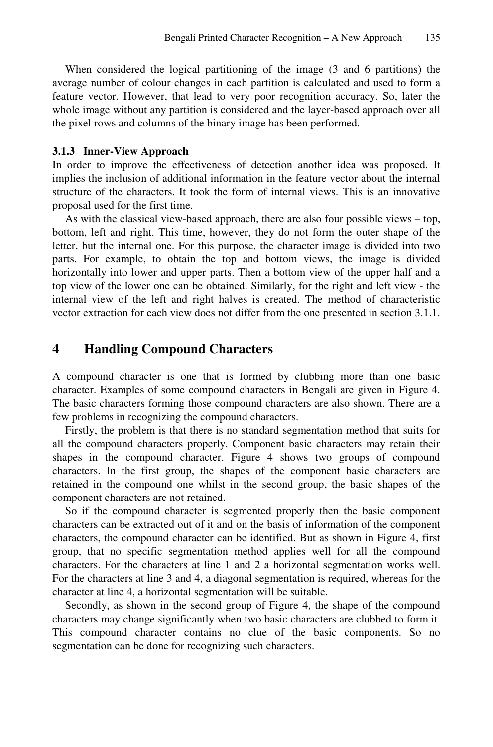When considered the logical partitioning of the image (3 and 6 partitions) the average number of colour changes in each partition is calculated and used to form a feature vector. However, that lead to very poor recognition accuracy. So, later the whole image without any partition is considered and the layer-based approach over all the pixel rows and columns of the binary image has been performed.

### 3.1.3 Inner-View Approach

In order to improve the effectiveness of detection another idea was proposed. It implies the inclusion of additional information in the feature vector about the internal structure of the characters. It took the form of internal views. This is an innovative proposal used for the first time.

As with the classical view-based approach, there are also four possible views – top, bottom, left and right. This time, however, they do not form the outer shape of the letter, but the internal one. For this purpose, the character image is divided into two parts. For example, to obtain the top and bottom views, the image is divided horizontally into lower and upper parts. Then a bottom view of the upper half and a top view of the lower one can be obtained. Similarly, for the right and left view - the internal view of the left and right halves is created. The method of characteristic vector extraction for each view does not differ from the one presented in section 3.1.1.

## 4 Handling Compound Characters

A compound character is one that is formed by clubbing more than one basic character. Examples of some compound characters in Bengali are given in Figure 4. The basic characters forming those compound characters are also shown. There are a few problems in recognizing the compound characters.

Firstly, the problem is that there is no standard segmentation method that suits for all the compound characters properly. Component basic characters may retain their shapes in the compound character. Figure 4 shows two groups of compound characters. In the first group, the shapes of the component basic characters are retained in the compound one whilst in the second group, the basic shapes of the component characters are not retained.

So if the compound character is segmented properly then the basic component characters can be extracted out of it and on the basis of information of the component characters, the compound character can be identified. But as shown in Figure 4, first group, that no specific segmentation method applies well for all the compound characters. For the characters at line 1 and 2 a horizontal segmentation works well. For the characters at line 3 and 4, a diagonal segmentation is required, whereas for the character at line 4, a horizontal segmentation will be suitable.

Secondly, as shown in the second group of Figure 4, the shape of the compound characters may change significantly when two basic characters are clubbed to form it. This compound character contains no clue of the basic components. So no segmentation can be done for recognizing such characters.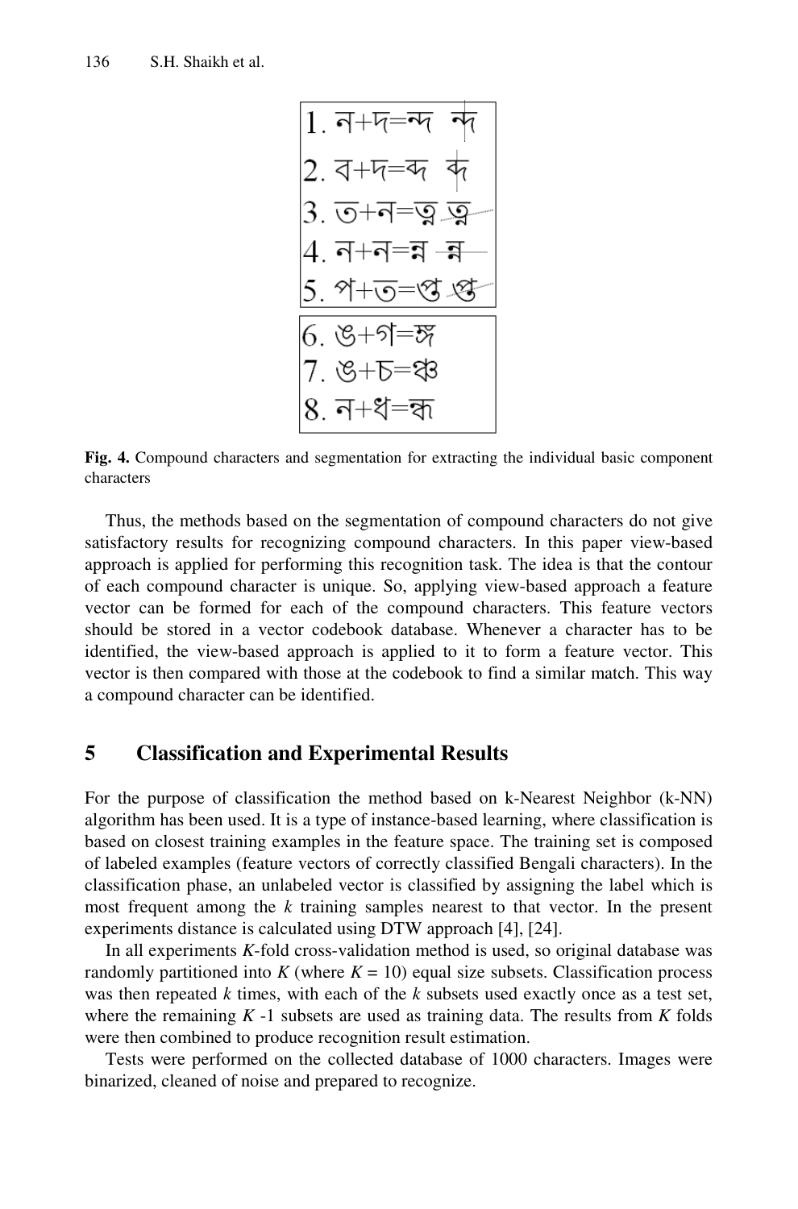1. ন+দ=ন্দ ন্দ
2. ব+দ=ব্দ ব্দ
3. ত+ন=ত্ন ত্ন
4. ন+ন=ন্ন ন্ন
5. প+ত=প্ত প্ত

6. ঙ+গ=ঙ্গ
7. ঙ+চ=ঙ্চ
8. ন+ধ=ন্ধ

**Fig. 4.** Compound characters and segmentation for extracting the individual basic component characters

Thus, the methods based on the segmentation of compound characters do not give satisfactory results for recognizing compound characters. In this paper view-based approach is applied for performing this recognition task. The idea is that the contour of each compound character is unique. So, applying view-based approach a feature vector can be formed for each of the compound characters. This feature vectors should be stored in a vector codebook database. Whenever a character has to be identified, the view-based approach is applied to it to form a feature vector. This vector is then compared with those at the codebook to find a similar match. This way a compound character can be identified.

## 5 Classification and Experimental Results

For the purpose of classification the method based on k-Nearest Neighbor (k-NN) algorithm has been used. It is a type of instance-based learning, where classification is based on closest training examples in the feature space. The training set is composed of labeled examples (feature vectors of correctly classified Bengali characters). In the classification phase, an unlabeled vector is classified by assigning the label which is most frequent among the $k$ training samples nearest to that vector. In the present experiments distance is calculated using DTW approach [4], [24].

In all experiments $K$-fold cross-validation method is used, so original database was randomly partitioned into $K$ (where $K = 10$) equal size subsets. Classification process was then repeated $k$ times, with each of the $k$ subsets used exactly once as a test set, where the remaining $K$ -1 subsets are used as training data. The results from $K$ folds were then combined to produce recognition result estimation.

Tests were performed on the collected database of 1000 characters. Images were binarized, cleaned of noise and prepared to recognize.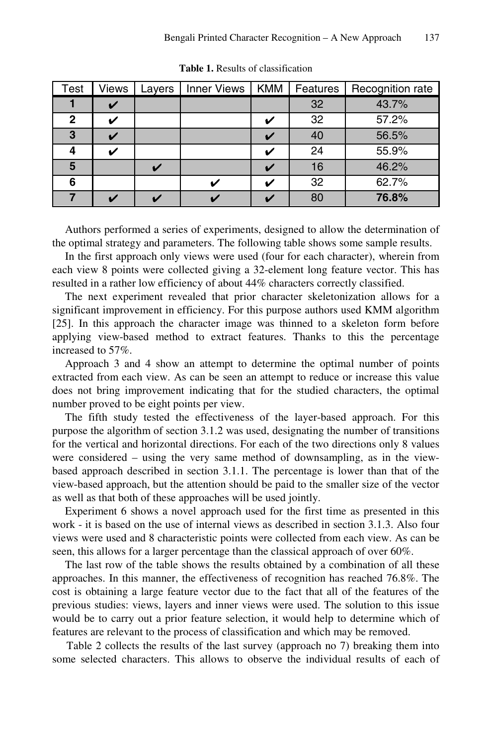**Table 1.** Results of classification

| Test | Views | Layers | Inner Views | KMM | Features | Recognition rate |
|---|---|---|---|---|---|---|
| **1** | ✔ | | | | 32 | 43.7% |
| **2** | ✔ | | | ✔ | 32 | 57.2% |
| **3** | ✔ | | | ✔ | 40 | 56.5% |
| **4** | ✔ | | | ✔ | 24 | 55.9% |
| **5** | | ✔ | | ✔ | 16 | 46.2% |
| **6** | | | ✔ | ✔ | 32 | 62.7% |
| **7** | ✔ | ✔ | ✔ | ✔ | 80 | **76.8%** |

Authors performed a series of experiments, designed to allow the determination of the optimal strategy and parameters. The following table shows some sample results.

In the first approach only views were used (four for each character), wherein from each view 8 points were collected giving a 32-element long feature vector. This has resulted in a rather low efficiency of about 44% characters correctly classified.

The next experiment revealed that prior character skeletonization allows for a significant improvement in efficiency. For this purpose authors used KMM algorithm [25]. In this approach the character image was thinned to a skeleton form before applying view-based method to extract features. Thanks to this the percentage increased to 57%.

Approach 3 and 4 show an attempt to determine the optimal number of points extracted from each view. As can be seen an attempt to reduce or increase this value does not bring improvement indicating that for the studied characters, the optimal number proved to be eight points per view.

The fifth study tested the effectiveness of the layer-based approach. For this purpose the algorithm of section 3.1.2 was used, designating the number of transitions for the vertical and horizontal directions. For each of the two directions only 8 values were considered – using the very same method of downsampling, as in the view-based approach described in section 3.1.1. The percentage is lower than that of the view-based approach, but the attention should be paid to the smaller size of the vector as well as that both of these approaches will be used jointly.

Experiment 6 shows a novel approach used for the first time as presented in this work - it is based on the use of internal views as described in section 3.1.3. Also four views were used and 8 characteristic points were collected from each view. As can be seen, this allows for a larger percentage than the classical approach of over 60%.

The last row of the table shows the results obtained by a combination of all these approaches. In this manner, the effectiveness of recognition has reached 76.8%. The cost is obtaining a large feature vector due to the fact that all of the features of the previous studies: views, layers and inner views were used. The solution to this issue would be to carry out a prior feature selection, it would help to determine which of features are relevant to the process of classification and which may be removed.

Table 2 collects the results of the last survey (approach no 7) breaking them into some selected characters. This allows to observe the individual results of each of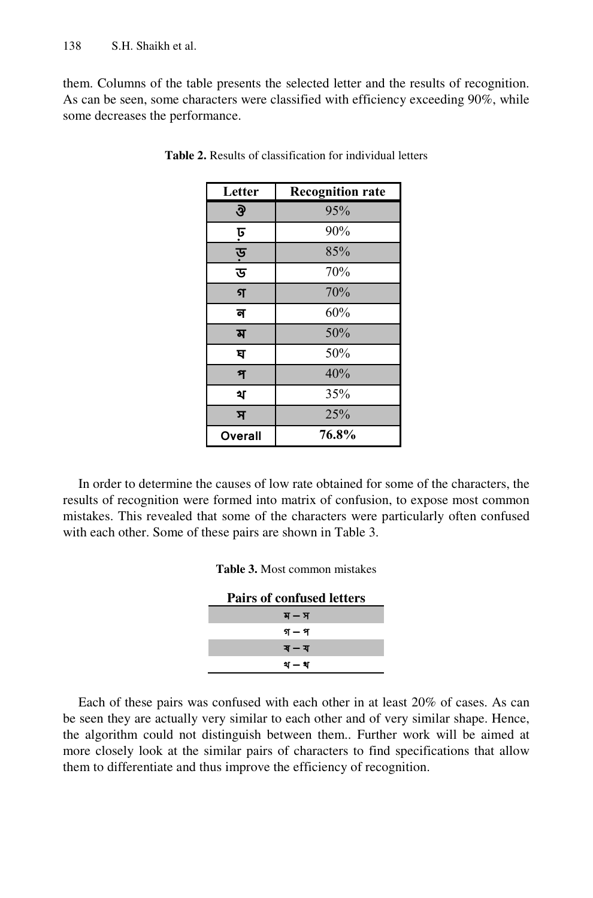them. Columns of the table presents the selected letter and the results of recognition. As can be seen, some characters were classified with efficiency exceeding 90%, while some decreases the performance.

**Table 2.** Results of classification for individual letters

| Letter | Recognition rate |
|---|---|
| ঔ | 95% |
| ঢ় | 90% |
| ড় | 85% |
| ড | 70% |
| গ | 70% |
| ন | 60% |
| ম | 50% |
| ঘ | 50% |
| প | 40% |
| থ | 35% |
| স | 25% |
| **Overall** | **76.8%** |

In order to determine the causes of low rate obtained for some of the characters, the results of recognition were formed into matrix of confusion, to expose most common mistakes. This revealed that some of the characters were particularly often confused with each other. Some of these pairs are shown in Table 3.

**Table 3.** Most common mistakes

| Pairs of confused letters |
|---|
| ম – স |
| গ – প |
| ব – য |
| থ – ঋ |

Each of these pairs was confused with each other in at least 20% of cases. As can be seen they are actually very similar to each other and of very similar shape. Hence, the algorithm could not distinguish between them.. Further work will be aimed at more closely look at the similar pairs of characters to find specifications that allow them to differentiate and thus improve the efficiency of recognition.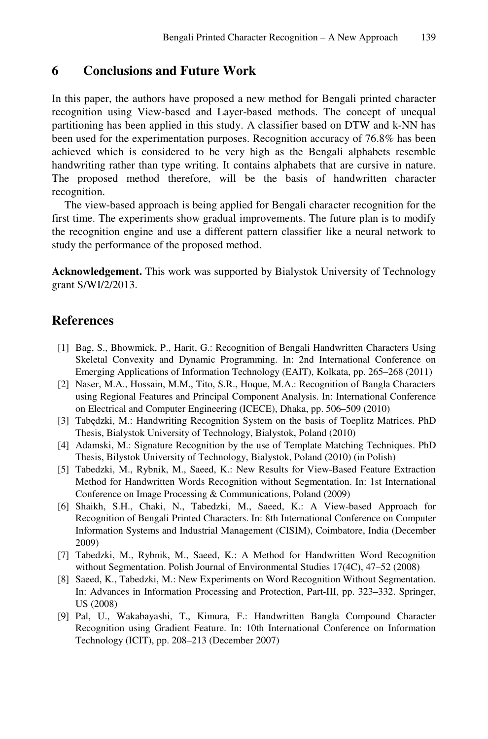## 6 Conclusions and Future Work

In this paper, the authors have proposed a new method for Bengali printed character recognition using View-based and Layer-based methods. The concept of unequal partitioning has been applied in this study. A classifier based on DTW and k-NN has been used for the experimentation purposes. Recognition accuracy of 76.8% has been achieved which is considered to be very high as the Bengali alphabets resemble handwriting rather than type writing. It contains alphabets that are cursive in nature. The proposed method therefore, will be the basis of handwritten character recognition.

The view-based approach is being applied for Bengali character recognition for the first time. The experiments show gradual improvements. The future plan is to modify the recognition engine and use a different pattern classifier like a neural network to study the performance of the proposed method.

**Acknowledgement.** This work was supported by Bialystok University of Technology grant S/WI/2/2013.

## References

[1] Bag, S., Bhowmick, P., Harit, G.: Recognition of Bengali Handwritten Characters Using Skeletal Convexity and Dynamic Programming. In: 2nd International Conference on Emerging Applications of Information Technology (EAIT), Kolkata, pp. 265–268 (2011)

[2] Naser, M.A., Hossain, M.M., Tito, S.R., Hoque, M.A.: Recognition of Bangla Characters using Regional Features and Principal Component Analysis. In: International Conference on Electrical and Computer Engineering (ICECE), Dhaka, pp. 506–509 (2010)

[3] Tabędzki, M.: Handwriting Recognition System on the basis of Toeplitz Matrices. PhD Thesis, Bialystok University of Technology, Bialystok, Poland (2010)

[4] Adamski, M.: Signature Recognition by the use of Template Matching Techniques. PhD Thesis, Bilystok University of Technology, Bialystok, Poland (2010) (in Polish)

[5] Tabedzki, M., Rybnik, M., Saeed, K.: New Results for View-Based Feature Extraction Method for Handwritten Words Recognition without Segmentation. In: 1st International Conference on Image Processing & Communications, Poland (2009)

[6] Shaikh, S.H., Chaki, N., Tabedzki, M., Saeed, K.: A View-based Approach for Recognition of Bengali Printed Characters. In: 8th International Conference on Computer Information Systems and Industrial Management (CISIM), Coimbatore, India (December 2009)

[7] Tabedzki, M., Rybnik, M., Saeed, K.: A Method for Handwritten Word Recognition without Segmentation. Polish Journal of Environmental Studies 17(4C), 47–52 (2008)

[8] Saeed, K., Tabedzki, M.: New Experiments on Word Recognition Without Segmentation. In: Advances in Information Processing and Protection, Part-III, pp. 323–332. Springer, US (2008)

[9] Pal, U., Wakabayashi, T., Kimura, F.: Handwritten Bangla Compound Character Recognition using Gradient Feature. In: 10th International Conference on Information Technology (ICIT), pp. 208–213 (December 2007)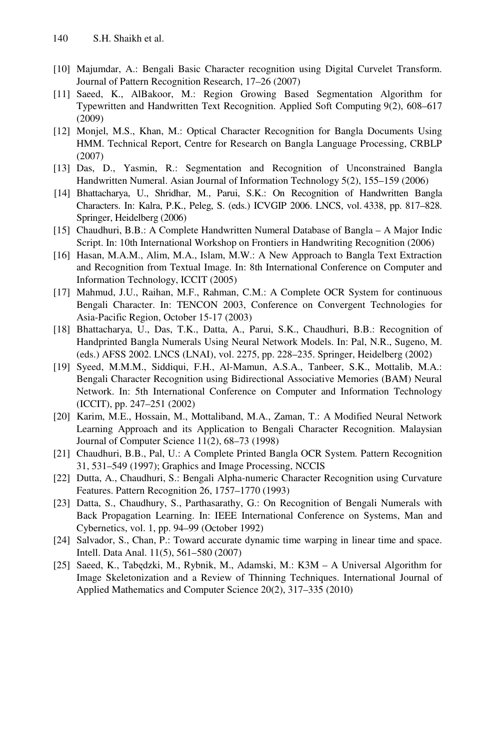[10] Majumdar, A.: Bengali Basic Character recognition using Digital Curvelet Transform. Journal of Pattern Recognition Research, 17–26 (2007)

[11] Saeed, K., AlBakoor, M.: Region Growing Based Segmentation Algorithm for Typewritten and Handwritten Text Recognition. Applied Soft Computing 9(2), 608–617 (2009)

[12] Monjel, M.S., Khan, M.: Optical Character Recognition for Bangla Documents Using HMM. Technical Report, Centre for Research on Bangla Language Processing, CRBLP (2007)

[13] Das, D., Yasmin, R.: Segmentation and Recognition of Unconstrained Bangla Handwritten Numeral. Asian Journal of Information Technology 5(2), 155–159 (2006)

[14] Bhattacharya, U., Shridhar, M., Parui, S.K.: On Recognition of Handwritten Bangla Characters. In: Kalra, P.K., Peleg, S. (eds.) ICVGIP 2006. LNCS, vol. 4338, pp. 817–828. Springer, Heidelberg (2006)

[15] Chaudhuri, B.B.: A Complete Handwritten Numeral Database of Bangla – A Major Indic Script. In: 10th International Workshop on Frontiers in Handwriting Recognition (2006)

[16] Hasan, M.A.M., Alim, M.A., Islam, M.W.: A New Approach to Bangla Text Extraction and Recognition from Textual Image. In: 8th International Conference on Computer and Information Technology, ICCIT (2005)

[17] Mahmud, J.U., Raihan, M.F., Rahman, C.M.: A Complete OCR System for continuous Bengali Character. In: TENCON 2003, Conference on Convergent Technologies for Asia-Pacific Region, October 15-17 (2003)

[18] Bhattacharya, U., Das, T.K., Datta, A., Parui, S.K., Chaudhuri, B.B.: Recognition of Handprinted Bangla Numerals Using Neural Network Models. In: Pal, N.R., Sugeno, M. (eds.) AFSS 2002. LNCS (LNAI), vol. 2275, pp. 228–235. Springer, Heidelberg (2002)

[19] Syeed, M.M.M., Siddiqui, F.H., Al-Mamun, A.S.A., Tanbeer, S.K., Mottalib, M.A.: Bengali Character Recognition using Bidirectional Associative Memories (BAM) Neural Network. In: 5th International Conference on Computer and Information Technology (ICCIT), pp. 247–251 (2002)

[20] Karim, M.E., Hossain, M., Mottaliband, M.A., Zaman, T.: A Modified Neural Network Learning Approach and its Application to Bengali Character Recognition. Malaysian Journal of Computer Science 11(2), 68–73 (1998)

[21] Chaudhuri, B.B., Pal, U.: A Complete Printed Bangla OCR System. Pattern Recognition 31, 531–549 (1997); Graphics and Image Processing, NCCIS

[22] Dutta, A., Chaudhuri, S.: Bengali Alpha-numeric Character Recognition using Curvature Features. Pattern Recognition 26, 1757–1770 (1993)

[23] Datta, S., Chaudhury, S., Parthasarathy, G.: On Recognition of Bengali Numerals with Back Propagation Learning. In: IEEE International Conference on Systems, Man and Cybernetics, vol. 1, pp. 94–99 (October 1992)

[24] Salvador, S., Chan, P.: Toward accurate dynamic time warping in linear time and space. Intell. Data Anal. 11(5), 561–580 (2007)

[25] Saeed, K., Tabędzki, M., Rybnik, M., Adamski, M.: K3M – A Universal Algorithm for Image Skeletonization and a Review of Thinning Techniques. International Journal of Applied Mathematics and Computer Science 20(2), 317–335 (2010)